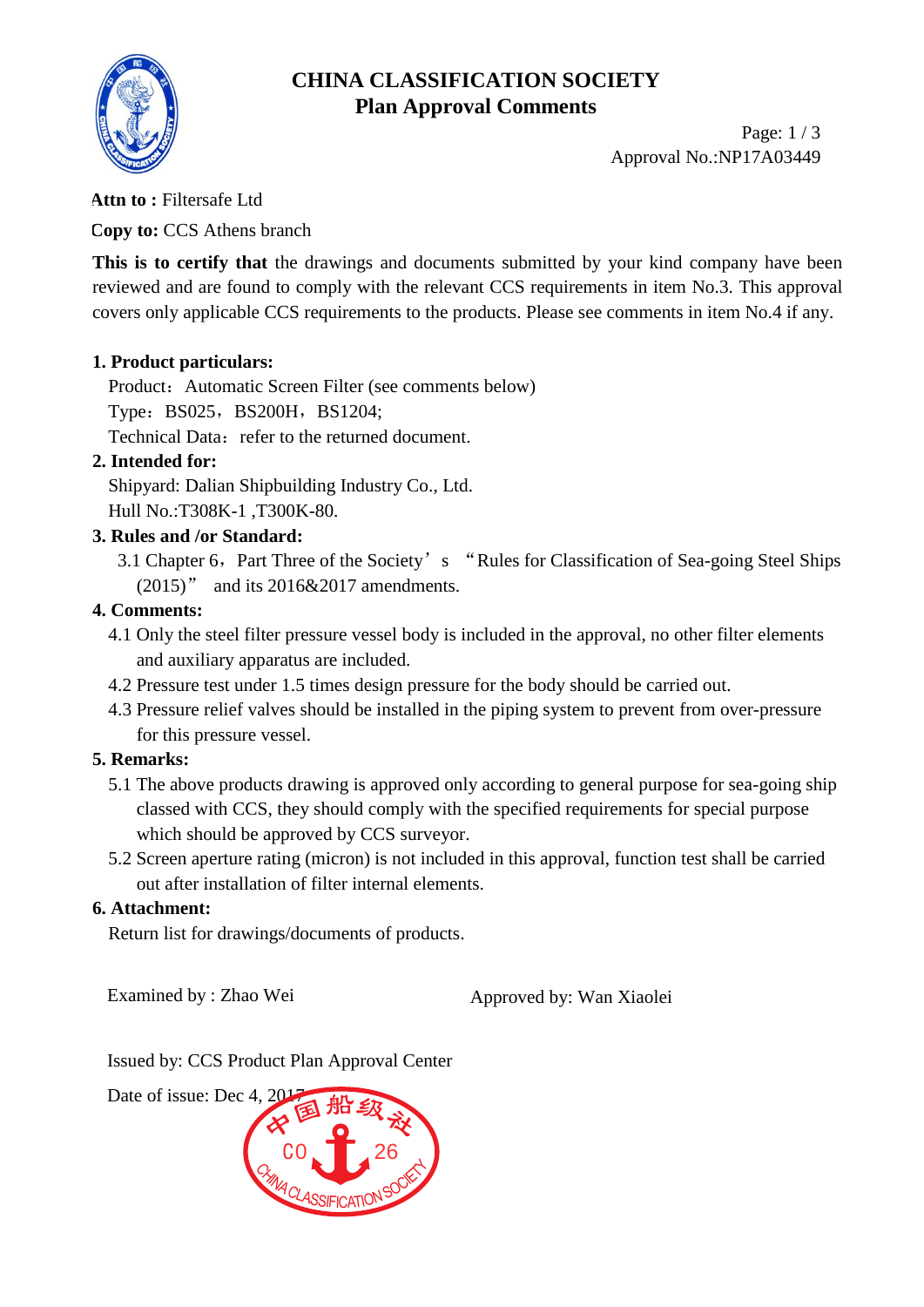# CHINA CLASSIFICATION SOCIETY
## Plan Approval Comments

Approval No.:NP17A03449

**Attn to :** Filtersafe Ltd

**Copy to:** CCS Athens branch

**This is to certify that** the drawings and documents submitted by your kind company have been reviewed and are found to comply with the relevant CCS requirements in item No.3. This approval covers only applicable CCS requirements to the products. Please see comments in item No.4 if any.

**1. Product particulars:**

Product：Automatic Screen Filter (see comments below)

Type：BS025，BS200H，BS1204;

Technical Data：refer to the returned document.

**2. Intended for:**

Shipyard: Dalian Shipbuilding Industry Co., Ltd.

Hull No.:T308K-1 ,T300K-80.

**3. Rules and /or Standard:**

3.1 Chapter 6，Part Three of the Society’s “Rules for Classification of Sea-going Steel Ships (2015)” and its 2016&2017 amendments.

**4. Comments:**

4.1 Only the steel filter pressure vessel body is included in the approval, no other filter elements and auxiliary apparatus are included.

4.2 Pressure test under 1.5 times design pressure for the body should be carried out.

4.3 Pressure relief valves should be installed in the piping system to prevent from over-pressure for this pressure vessel.

**5. Remarks:**

5.1 The above products drawing is approved only according to general purpose for sea-going ship classed with CCS, they should comply with the specified requirements for special purpose which should be approved by CCS surveyor.

5.2 Screen aperture rating (micron) is not included in this approval, function test shall be carried out after installation of filter internal elements.

**6. Attachment:**

Return list for drawings/documents of products.

Examined by : Zhao Wei

Approved by: Wan Xiaolei

Issued by: CCS Product Plan Approval Center

Date of issue: Dec 4, 2017

中国船级社 CO 26 CHINA CLASSIFICATION SOCIETY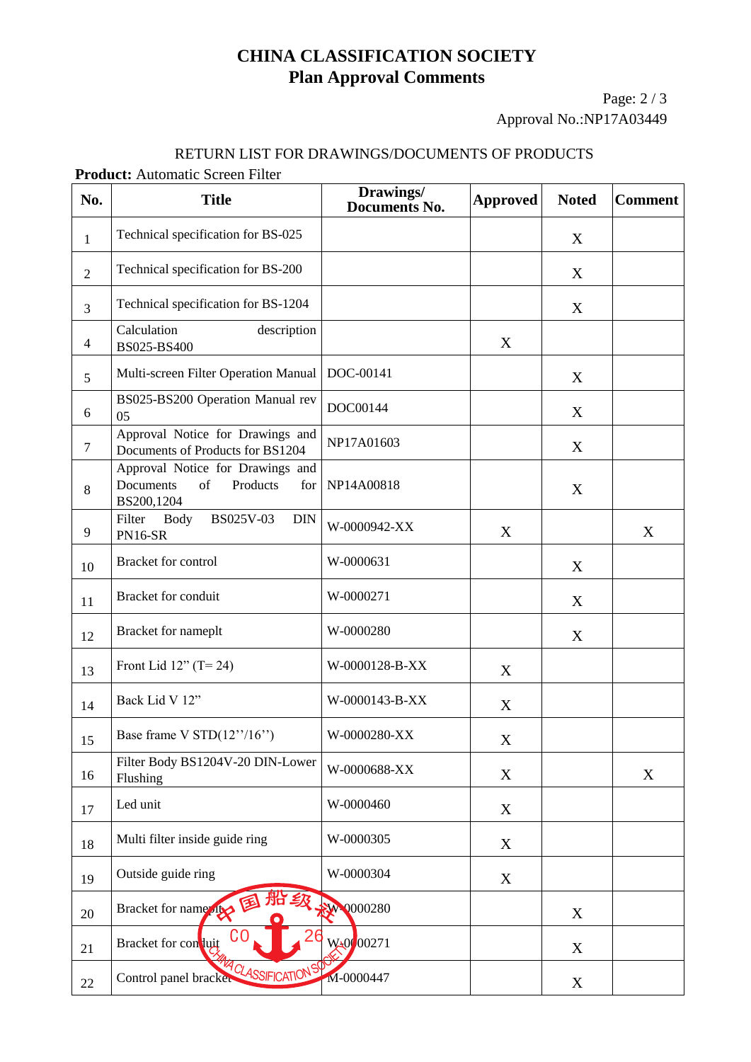# CHINA CLASSIFICATION SOCIETY
## Plan Approval Comments

Approval No.:NP17A03449

RETURN LIST FOR DRAWINGS/DOCUMENTS OF PRODUCTS

**Product:** Automatic Screen Filter

| No. | Title | Drawings/ Documents No. | Approved | Noted | Comment |
|---|---|---|---|---|---|
| 1 | Technical specification for BS-025 | | | X | |
| 2 | Technical specification for BS-200 | | | X | |
| 3 | Technical specification for BS-1204 | | | X | |
| 4 | Calculation description BS025-BS400 | | X | | |
| 5 | Multi-screen Filter Operation Manual | DOC-00141 | | X | |
| 6 | BS025-BS200 Operation Manual rev 05 | DOC00144 | | X | |
| 7 | Approval Notice for Drawings and Documents of Products for BS1204 | NP17A01603 | | X | |
| 8 | Approval Notice for Drawings and Documents of Products for BS200,1204 | NP14A00818 | | X | |
| 9 | Filter Body BS025V-03 DIN PN16-SR | W-0000942-XX | X | | X |
| 10 | Bracket for control | W-0000631 | | X | |
| 11 | Bracket for conduit | W-0000271 | | X | |
| 12 | Bracket for nameplt | W-0000280 | | X | |
| 13 | Front Lid 12" (T= 24) | W-0000128-B-XX | X | | |
| 14 | Back Lid V 12" | W-0000143-B-XX | X | | |
| 15 | Base frame V STD(12''/16'') | W-0000280-XX | X | | |
| 16 | Filter Body BS1204V-20 DIN-Lower Flushing | W-0000688-XX | X | | X |
| 17 | Led unit | W-0000460 | X | | |
| 18 | Multi filter inside guide ring | W-0000305 | X | | |
| 19 | Outside guide ring | W-0000304 | X | | |
| 20 | Bracket for nameplt | W-0000280 | | X | |
| 21 | Bracket for conduit | W-0000271 | | X | |
| 22 | Control panel bracket | M-0000447 | | X | |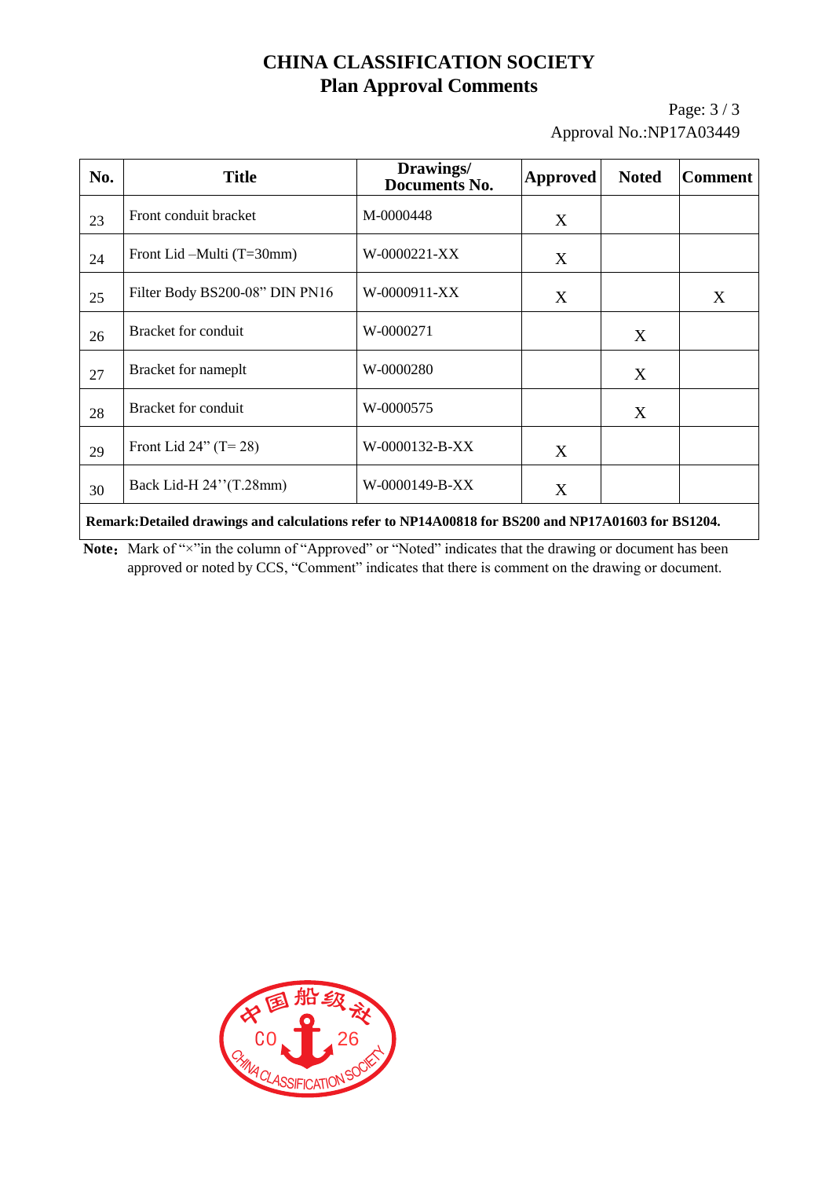# CHINA CLASSIFICATION SOCIETY
## Plan Approval Comments

Approval No.:NP17A03449

| No. | Title | Drawings/ Documents No. | Approved | Noted | Comment |
|---|---|---|---|---|---|
| 23 | Front conduit bracket | M-0000448 | X | | |
| 24 | Front Lid –Multi (T=30mm) | W-0000221-XX | X | | |
| 25 | Filter Body BS200-08" DIN PN16 | W-0000911-XX | X | | X |
| 26 | Bracket for conduit | W-0000271 | | X | |
| 27 | Bracket for nameplt | W-0000280 | | X | |
| 28 | Bracket for conduit | W-0000575 | | X | |
| 29 | Front Lid 24" (T= 28) | W-0000132-B-XX | X | | |
| 30 | Back Lid-H 24''(T.28mm) | W-0000149-B-XX | X | | |
| **Remark:Detailed drawings and calculations refer to NP14A00818 for BS200 and NP17A01603 for BS1204.** | | | | | |

**Note**：Mark of "×"in the column of "Approved" or "Noted" indicates that the drawing or document has been approved or noted by CCS, "Comment" indicates that there is comment on the drawing or document.

中国船级社 CO 26 CHINA CLASSIFICATION SOCIETY